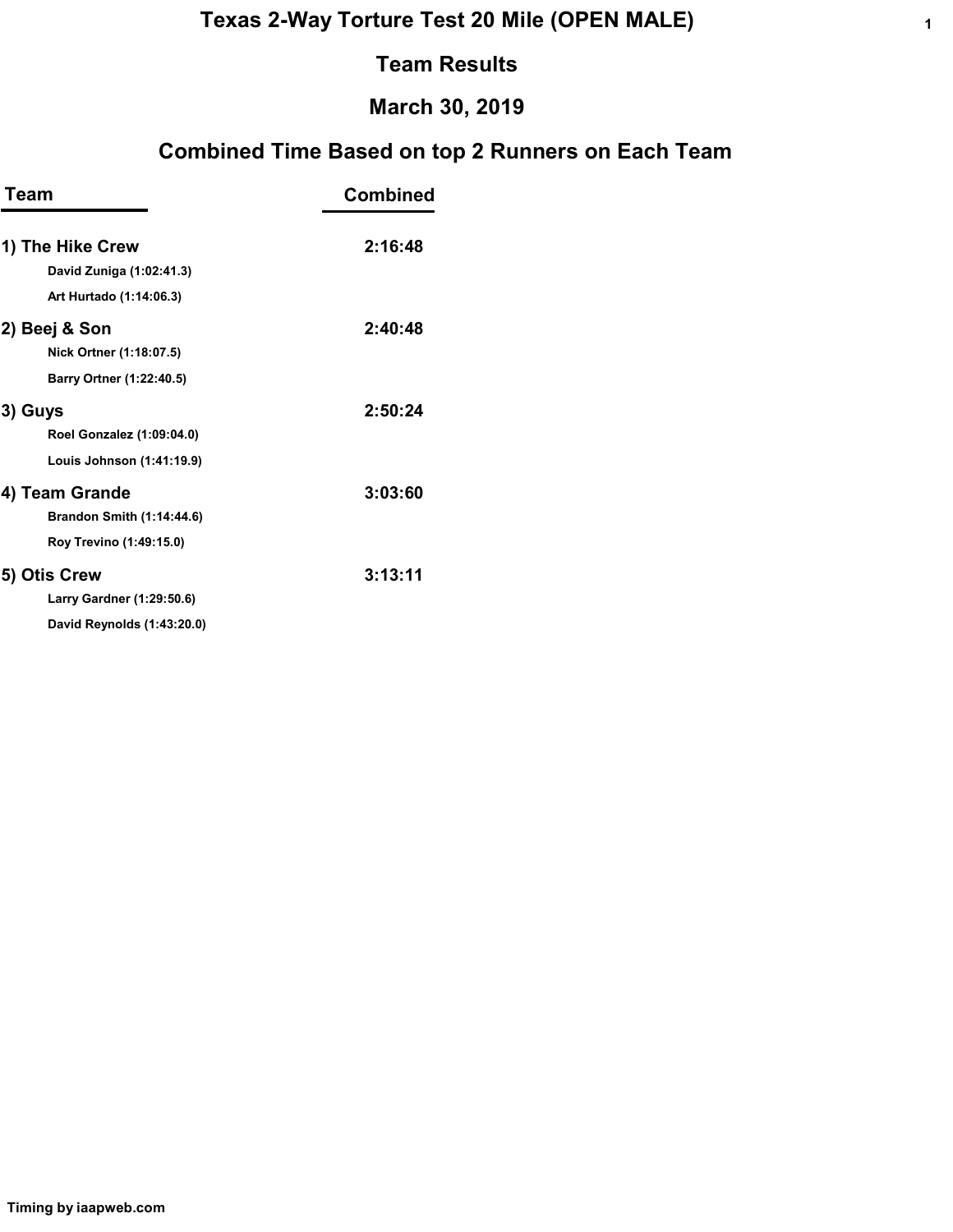# Texas 2-Way Torture Test 20 Mile (OPEN MALE)

## Team Results

## March 30, 2019

## Combined Time Based on top 2 Runners on Each Team

| Team | Combined |
| --- | --- |
| **1) The Hike Crew** | **2:16:48** |
| David Zuniga (1:02:41.3) | |
| Art Hurtado (1:14:06.3) | |
| **2) Beej & Son** | **2:40:48** |
| Nick Ortner (1:18:07.5) | |
| Barry Ortner (1:22:40.5) | |
| **3) Guys** | **2:50:24** |
| Roel Gonzalez (1:09:04.0) | |
| Louis Johnson (1:41:19.9) | |
| **4) Team Grande** | **3:03:60** |
| Brandon Smith (1:14:44.6) | |
| Roy Trevino (1:49:15.0) | |
| **5) Otis Crew** | **3:13:11** |
| Larry Gardner (1:29:50.6) | |
| David Reynolds (1:43:20.0) | |

Timing by iaapweb.com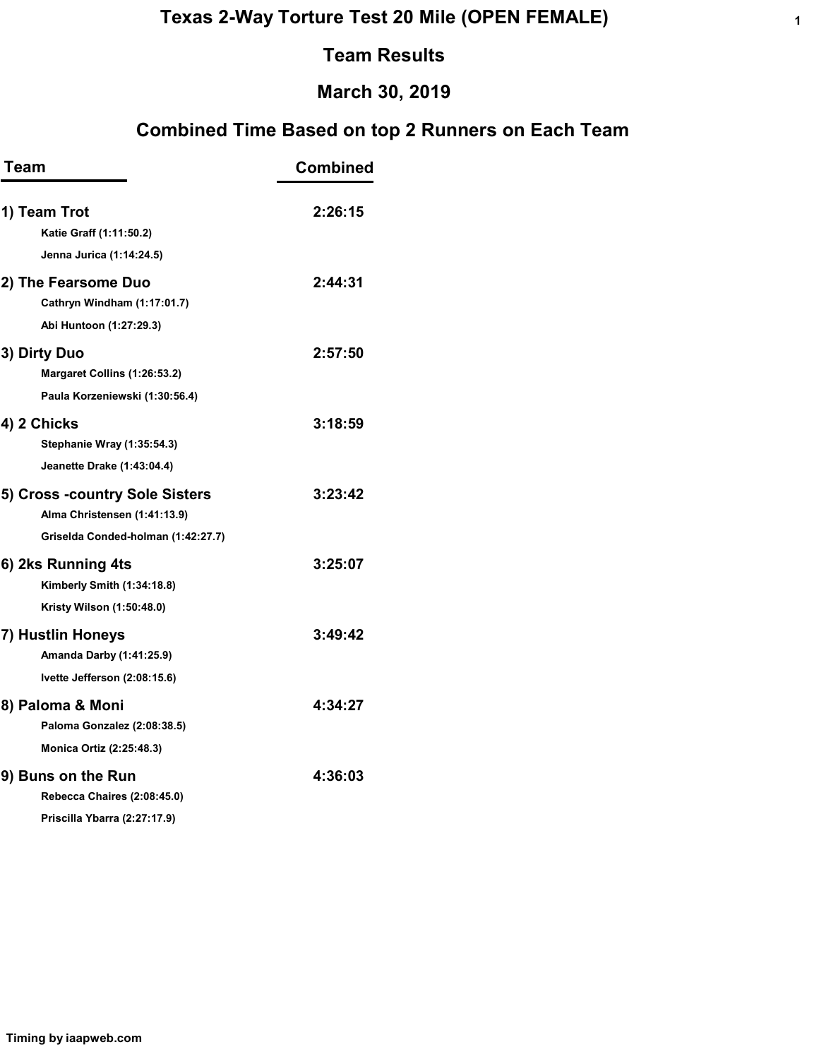# Texas 2-Way Torture Test 20 Mile (OPEN FEMALE)

## Team Results

## March 30, 2019

## Combined Time Based on top 2 Runners on Each Team

| Team | Combined |
|---|---|
| **1) Team Trot** | **2:26:15** |
| Katie Graff (1:11:50.2) | |
| Jenna Jurica (1:14:24.5) | |
| **2) The Fearsome Duo** | **2:44:31** |
| Cathryn Windham (1:17:01.7) | |
| Abi Huntoon (1:27:29.3) | |
| **3) Dirty Duo** | **2:57:50** |
| Margaret Collins (1:26:53.2) | |
| Paula Korzeniewski (1:30:56.4) | |
| **4) 2 Chicks** | **3:18:59** |
| Stephanie Wray (1:35:54.3) | |
| Jeanette Drake (1:43:04.4) | |
| **5) Cross -country Sole Sisters** | **3:23:42** |
| Alma Christensen (1:41:13.9) | |
| Griselda Conded-holman (1:42:27.7) | |
| **6) 2ks Running 4ts** | **3:25:07** |
| Kimberly Smith (1:34:18.8) | |
| Kristy Wilson (1:50:48.0) | |
| **7) Hustlin Honeys** | **3:49:42** |
| Amanda Darby (1:41:25.9) | |
| Ivette Jefferson (2:08:15.6) | |
| **8) Paloma & Moni** | **4:34:27** |
| Paloma Gonzalez (2:08:38.5) | |
| Monica Ortiz (2:25:48.3) | |
| **9) Buns on the Run** | **4:36:03** |
| Rebecca Chaires (2:08:45.0) | |
| Priscilla Ybarra (2:27:17.9) | |

Timing by iaapweb.com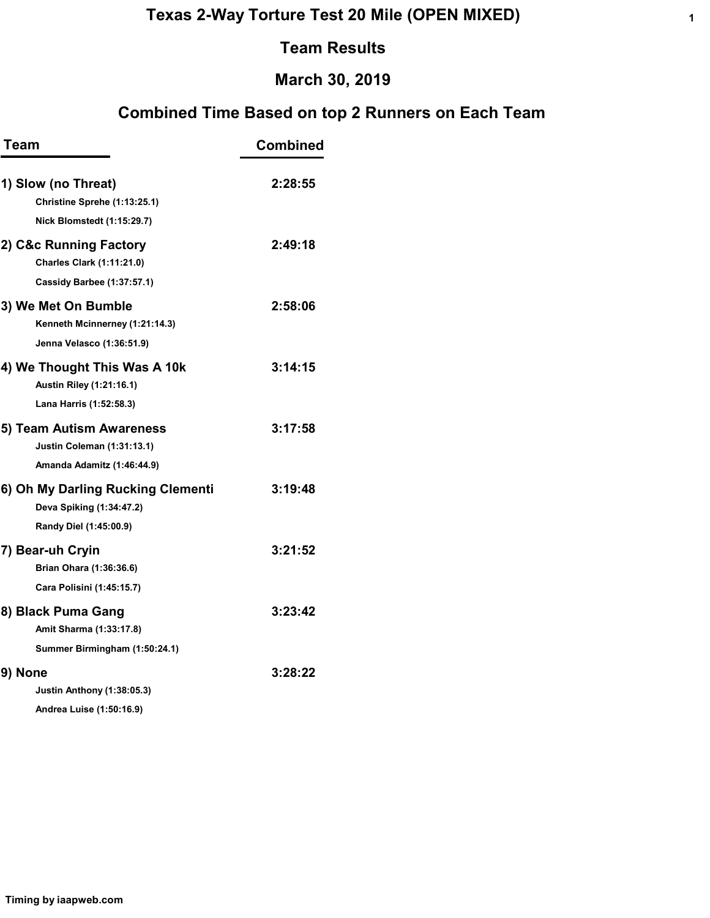# Texas 2-Way Torture Test 20 Mile (OPEN MIXED)

## Team Results

## March 30, 2019

## Combined Time Based on top 2 Runners on Each Team

| Team | Combined |
|---|---|
| **1) Slow (no Threat)** | **2:28:55** |
| Christine Sprehe (1:13:25.1) | |
| Nick Blomstedt (1:15:29.7) | |
| **2) C&c Running Factory** | **2:49:18** |
| Charles Clark (1:11:21.0) | |
| Cassidy Barbee (1:37:57.1) | |
| **3) We Met On Bumble** | **2:58:06** |
| Kenneth Mcinnerney (1:21:14.3) | |
| Jenna Velasco (1:36:51.9) | |
| **4) We Thought This Was A 10k** | **3:14:15** |
| Austin Riley (1:21:16.1) | |
| Lana Harris (1:52:58.3) | |
| **5) Team Autism Awareness** | **3:17:58** |
| Justin Coleman (1:31:13.1) | |
| Amanda Adamitz (1:46:44.9) | |
| **6) Oh My Darling Rucking Clementi** | **3:19:48** |
| Deva Spiking (1:34:47.2) | |
| Randy Diel (1:45:00.9) | |
| **7) Bear-uh Cryin** | **3:21:52** |
| Brian Ohara (1:36:36.6) | |
| Cara Polisini (1:45:15.7) | |
| **8) Black Puma Gang** | **3:23:42** |
| Amit Sharma (1:33:17.8) | |
| Summer Birmingham (1:50:24.1) | |
| **9) None** | **3:28:22** |
| Justin Anthony (1:38:05.3) | |
| Andrea Luise (1:50:16.9) | |

Timing by iaapweb.com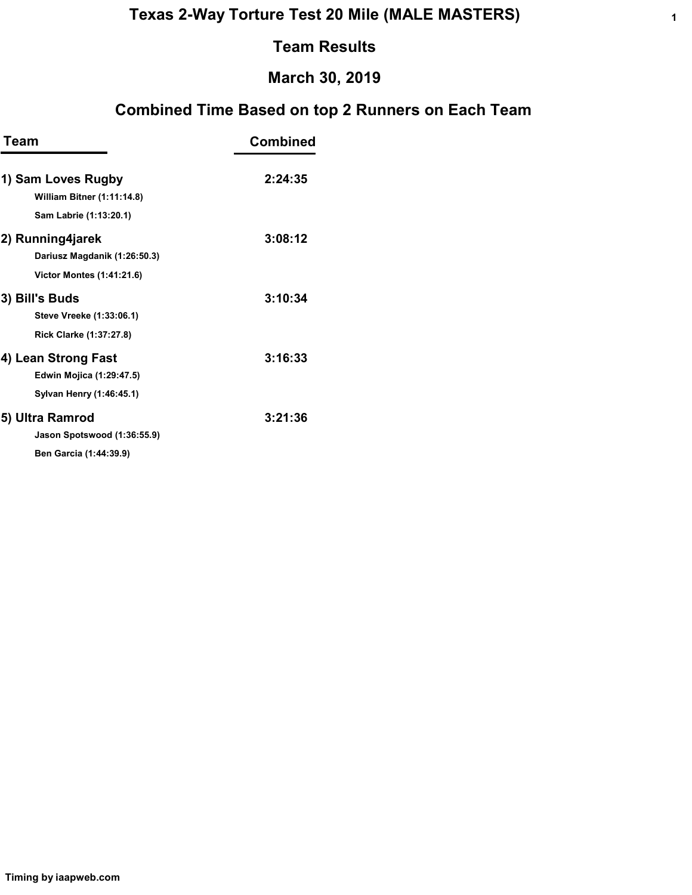# Texas 2-Way Torture Test 20 Mile (MALE MASTERS)

## Team Results

## March 30, 2019

## Combined Time Based on top 2 Runners on Each Team

| Team | Combined |
|---|---|
| **1) Sam Loves Rugby** | **2:24:35** |
| William Bitner (1:11:14.8) | |
| Sam Labrie (1:13:20.1) | |
| **2) Running4jarek** | **3:08:12** |
| Dariusz Magdanik (1:26:50.3) | |
| Victor Montes (1:41:21.6) | |
| **3) Bill's Buds** | **3:10:34** |
| Steve Vreeke (1:33:06.1) | |
| Rick Clarke (1:37:27.8) | |
| **4) Lean Strong Fast** | **3:16:33** |
| Edwin Mojica (1:29:47.5) | |
| Sylvan Henry (1:46:45.1) | |
| **5) Ultra Ramrod** | **3:21:36** |
| Jason Spotswood (1:36:55.9) | |
| Ben Garcia (1:44:39.9) | |

Timing by iaapweb.com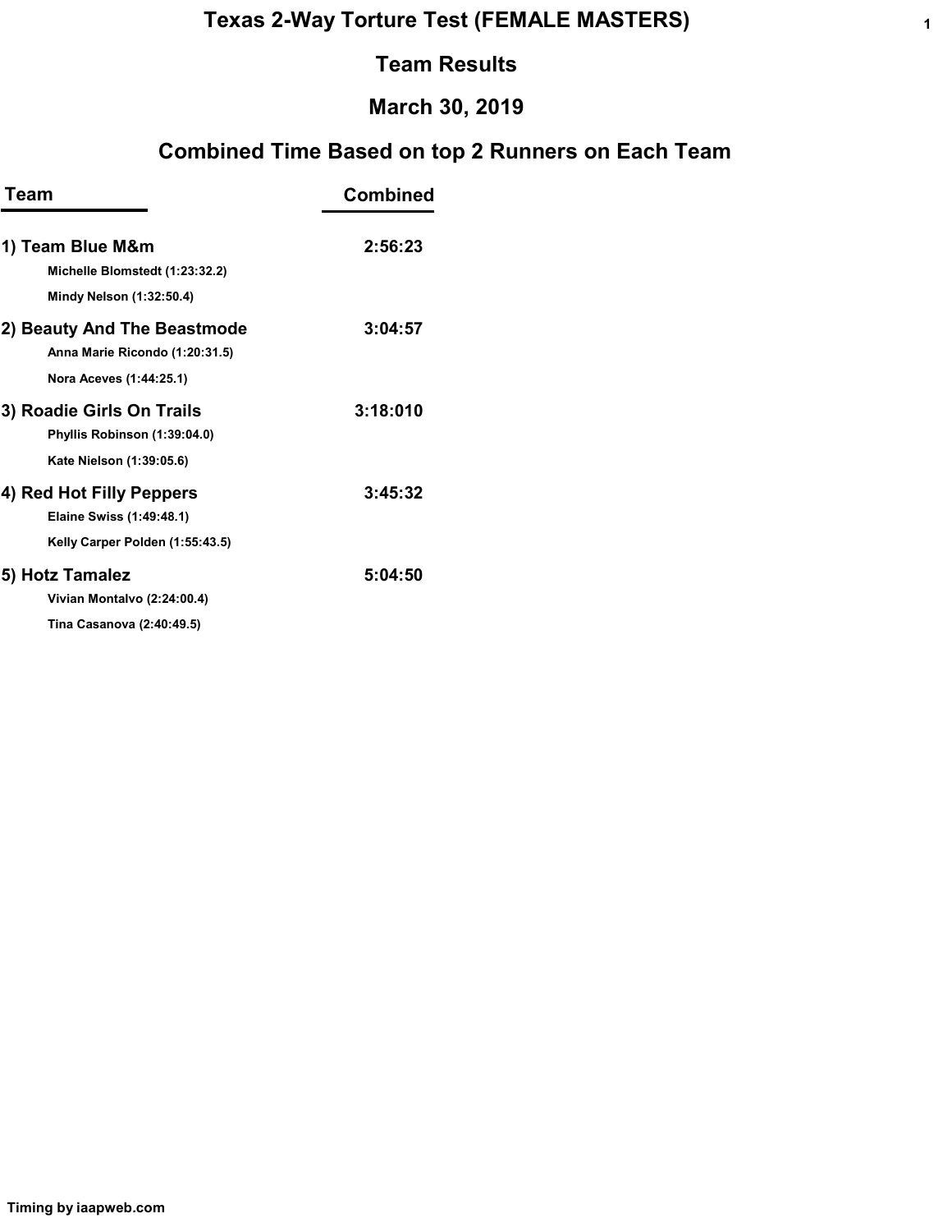# Texas 2-Way Torture Test (FEMALE MASTERS)

## Team Results

## March 30, 2019

## Combined Time Based on top 2 Runners on Each Team

| Team | Combined |
|---|---|
| **1) Team Blue M&m** | **2:56:23** |
| Michelle Blomstedt (1:23:32.2) | |
| Mindy Nelson (1:32:50.4) | |
| **2) Beauty And The Beastmode** | **3:04:57** |
| Anna Marie Ricondo (1:20:31.5) | |
| Nora Aceves (1:44:25.1) | |
| **3) Roadie Girls On Trails** | **3:18:010** |
| Phyllis Robinson (1:39:04.0) | |
| Kate Nielson (1:39:05.6) | |
| **4) Red Hot Filly Peppers** | **3:45:32** |
| Elaine Swiss (1:49:48.1) | |
| Kelly Carper Polden (1:55:43.5) | |
| **5) Hotz Tamalez** | **5:04:50** |
| Vivian Montalvo (2:24:00.4) | |
| Tina Casanova (2:40:49.5) | |

Timing by iaapweb.com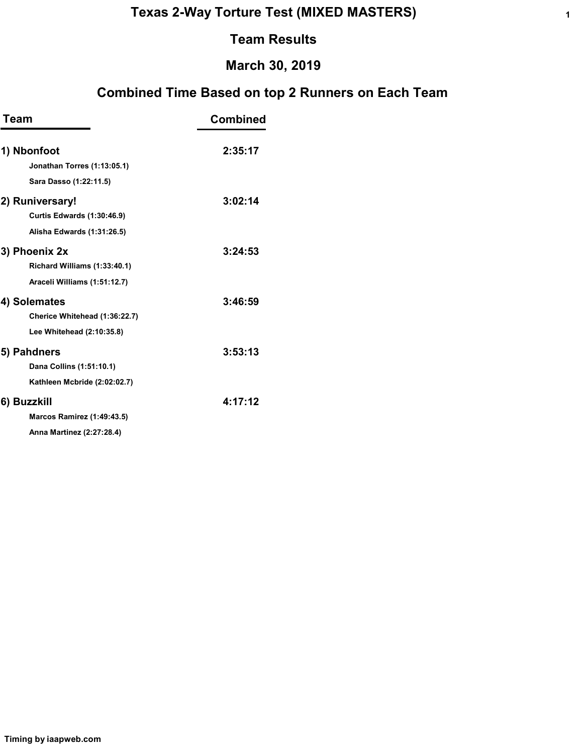# Texas 2-Way Torture Test (MIXED MASTERS)

## Team Results

## March 30, 2019

## Combined Time Based on top 2 Runners on Each Team

| Team | Combined |
|---|---|
| **1) Nbonfoot** | **2:35:17** |
| Jonathan Torres (1:13:05.1) | |
| Sara Dasso (1:22:11.5) | |
| **2) Runiversary!** | **3:02:14** |
| Curtis Edwards (1:30:46.9) | |
| Alisha Edwards (1:31:26.5) | |
| **3) Phoenix 2x** | **3:24:53** |
| Richard Williams (1:33:40.1) | |
| Araceli Williams (1:51:12.7) | |
| **4) Solemates** | **3:46:59** |
| Cherice Whitehead (1:36:22.7) | |
| Lee Whitehead (2:10:35.8) | |
| **5) Pahdners** | **3:53:13** |
| Dana Collins (1:51:10.1) | |
| Kathleen Mcbride (2:02:02.7) | |
| **6) Buzzkill** | **4:17:12** |
| Marcos Ramirez (1:49:43.5) | |
| Anna Martinez (2:27:28.4) | |

Timing by iaapweb.com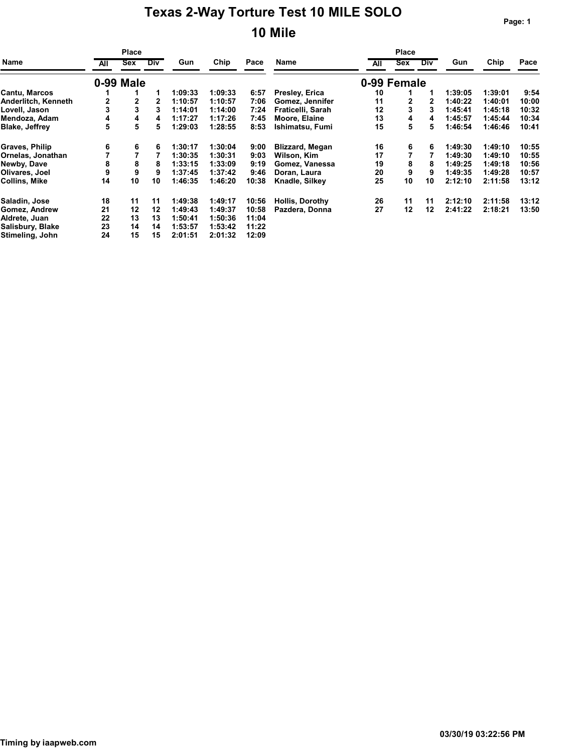# Texas 2-Way Torture Test 10 MILE SOLO

## 10 Mile

### 0-99 Male

| Name | Place All | Place Sex | Place Div | Gun | Chip | Pace |
|---|---|---|---|---|---|---|
| Cantu, Marcos | 1 | 1 | 1 | 1:09:33 | 1:09:33 | 6:57 |
| Anderlitch, Kenneth | 2 | 2 | 2 | 1:10:57 | 1:10:57 | 7:06 |
| Lovell, Jason | 3 | 3 | 3 | 1:14:01 | 1:14:00 | 7:24 |
| Mendoza, Adam | 4 | 4 | 4 | 1:17:27 | 1:17:26 | 7:45 |
| Blake, Jeffrey | 5 | 5 | 5 | 1:29:03 | 1:28:55 | 8:53 |
| Graves, Philip | 6 | 6 | 6 | 1:30:17 | 1:30:04 | 9:00 |
| Ornelas, Jonathan | 7 | 7 | 7 | 1:30:35 | 1:30:31 | 9:03 |
| Newby, Dave | 8 | 8 | 8 | 1:33:15 | 1:33:09 | 9:19 |
| Olivares, Joel | 9 | 9 | 9 | 1:37:45 | 1:37:42 | 9:46 |
| Collins, Mike | 14 | 10 | 10 | 1:46:35 | 1:46:20 | 10:38 |
| Saladin, Jose | 18 | 11 | 11 | 1:49:38 | 1:49:17 | 10:56 |
| Gomez, Andrew | 21 | 12 | 12 | 1:49:43 | 1:49:37 | 10:58 |
| Aldrete, Juan | 22 | 13 | 13 | 1:50:41 | 1:50:36 | 11:04 |
| Salisbury, Blake | 23 | 14 | 14 | 1:53:57 | 1:53:42 | 11:22 |
| Stimeling, John | 24 | 15 | 15 | 2:01:51 | 2:01:32 | 12:09 |

### 0-99 Female

| Name | Place All | Place Sex | Place Div | Gun | Chip | Pace |
|---|---|---|---|---|---|---|
| Presley, Erica | 10 | 1 | 1 | 1:39:05 | 1:39:01 | 9:54 |
| Gomez, Jennifer | 11 | 2 | 2 | 1:40:22 | 1:40:01 | 10:00 |
| Fraticelli, Sarah | 12 | 3 | 3 | 1:45:41 | 1:45:18 | 10:32 |
| Moore, Elaine | 13 | 4 | 4 | 1:45:57 | 1:45:44 | 10:34 |
| Ishimatsu, Fumi | 15 | 5 | 5 | 1:46:54 | 1:46:46 | 10:41 |
| Blizzard, Megan | 16 | 6 | 6 | 1:49:30 | 1:49:10 | 10:55 |
| Wilson, Kim | 17 | 7 | 7 | 1:49:30 | 1:49:10 | 10:55 |
| Gomez, Vanessa | 19 | 8 | 8 | 1:49:25 | 1:49:18 | 10:56 |
| Doran, Laura | 20 | 9 | 9 | 1:49:35 | 1:49:28 | 10:57 |
| Knadle, Silkey | 25 | 10 | 10 | 2:12:10 | 2:11:58 | 13:12 |
| Hollis, Dorothy | 26 | 11 | 11 | 2:12:10 | 2:11:58 | 13:12 |
| Pazdera, Donna | 27 | 12 | 12 | 2:41:22 | 2:18:21 | 13:50 |

Timing by iaapweb.com

03/30/19 03:22:56 PM